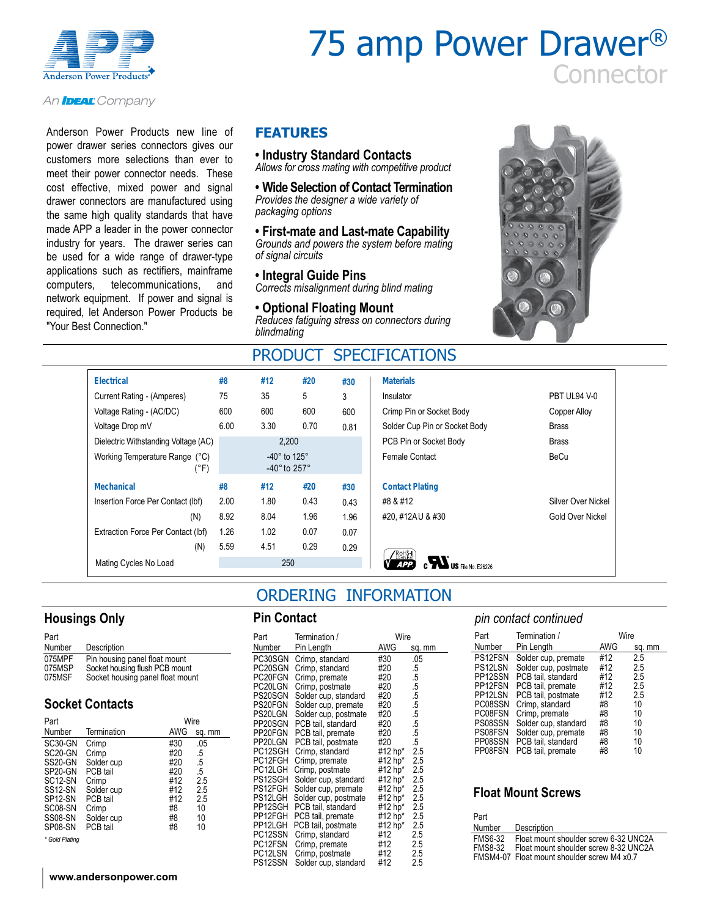# 75 amp Power Drawer® Connector

Anderson Power Products

An IDEAL Company

Anderson Power Products new line of power drawer series connectors gives our customers more selections than ever to meet their power connector needs. These cost effective, mixed power and signal drawer connectors are manufactured using the same high quality standards that have made APP a leader in the power connector industry for years. The drawer series can be used for a wide range of drawer-type applications such as rectifiers, mainframe computers, telecommunications, and network equipment. If power and signal is required, let Anderson Power Products be "Your Best Connection."

## FEATURES

- **Industry Standard Contacts**
  *Allows for cross mating with competitive product*
- **Wide Selection of Contact Termination**
  *Provides the designer a wide variety of packaging options*
- **First-mate and Last-mate Capability**
  *Grounds and powers the system before mating of signal circuits*
- **Integral Guide Pins**
  *Corrects misalignment during blind mating*
- **Optional Floating Mount**
  *Reduces fatiguing stress on connectors during blindmating*

## PRODUCT SPECIFICATIONS

| Electrical | #8 | #12 | #20 | #30 |
|---|---|---|---|---|
| Current Rating - (Amperes) | 75 | 35 | 5 | 3 |
| Voltage Rating - (AC/DC) | 600 | 600 | 600 | 600 |
| Voltage Drop mV | 6.00 | 3.30 | 0.70 | 0.81 |
| Dielectric Withstanding Voltage (AC) | 2,200 | | | |
| Working Temperature Range (°C) | -40° to 125° | | | |
| (°F) | -40° to 257° | | | |

| Mechanical | #8 | #12 | #20 | #30 |
|---|---|---|---|---|
| Insertion Force Per Contact (lbf) | 2.00 | 1.80 | 0.43 | 0.43 |
| (N) | 8.92 | 8.04 | 1.96 | 1.96 |
| Extraction Force Per Contact (lbf) | 1.26 | 1.02 | 0.07 | 0.07 |
| (N) | 5.59 | 4.51 | 0.29 | 0.29 |
| Mating Cycles No Load | 250 | | | |

| Materials | |
|---|---|
| Insulator | PBT UL94 V-0 |
| Crimp Pin or Socket Body | Copper Alloy |
| Solder Cup Pin or Socket Body | Brass |
| PCB Pin or Socket Body | Brass |
| Female Contact | BeCu |

| Contact Plating | |
|---|---|
| #8 & #12 | Silver Over Nickel |
| #20, #12AU & #30 | Gold Over Nickel |

RoHS-II Compliant APP — c UL US File No. E26226

## ORDERING INFORMATION

### Housings Only

| Part Number | Description |
|---|---|
| 075MPF | Pin housing panel float mount |
| 075MSP | Socket housing flush PCB mount |
| 075MSF | Socket housing panel float mount |

### Socket Contacts

| Part Number | Termination | Wire AWG | Wire sq. mm |
|---|---|---|---|
| SC30-GN | Crimp | #30 | .05 |
| SC20-GN | Crimp | #20 | .5 |
| SS20-GN | Solder cup | #20 | .5 |
| SP20-GN | PCB tail | #20 | .5 |
| SC12-SN | Crimp | #12 | 2.5 |
| SS12-SN | Solder cup | #12 | 2.5 |
| SP12-SN | PCB tail | #12 | 2.5 |
| SC08-SN | Crimp | #8 | 10 |
| SS08-SN | Solder cup | #8 | 10 |
| SP08-SN | PCB tail | #8 | 10 |

*\* Gold Plating*

### Pin Contact

| Part Number | Termination / Pin Length | Wire AWG | Wire sq. mm |
|---|---|---|---|
| PC30SGN | Crimp, standard | #30 | .05 |
| PC20SGN | Crimp, standard | #20 | .5 |
| PC20FGN | Crimp, premate | #20 | .5 |
| PC20LGN | Crimp, postmate | #20 | .5 |
| PS20SGN | Solder cup, standard | #20 | .5 |
| PS20FGN | Solder cup, premate | #20 | .5 |
| PS20LGN | Solder cup, postmate | #20 | .5 |
| PP20SGN | PCB tail, standard | #20 | .5 |
| PP20FGN | PCB tail, premate | #20 | .5 |
| PP20LGN | PCB tail, postmate | #20 | .5 |
| PC12SGH | Crimp, standard | #12 hp* | 2.5 |
| PC12FGH | Crimp, premate | #12 hp* | 2.5 |
| PC12LGH | Crimp, postmate | #12 hp* | 2.5 |
| PS12SGH | Solder cup, standard | #12 hp* | 2.5 |
| PS12FGH | Solder cup, premate | #12 hp* | 2.5 |
| PS12LGH | Solder cup, postmate | #12 hp* | 2.5 |
| PP12SGH | PCB tail, standard | #12 hp* | 2.5 |
| PP12FGH | PCB tail, premate | #12 hp* | 2.5 |
| PP12LGH | PCB tail, postmate | #12 hp* | 2.5 |
| PC12SSN | Crimp, standard | #12 | 2.5 |
| PC12FSN | Crimp, premate | #12 | 2.5 |
| PC12LSN | Crimp, postmate | #12 | 2.5 |
| PS12SSN | Solder cup, standard | #12 | 2.5 |

### *pin contact continued*

| Part Number | Termination / Pin Length | Wire AWG | Wire sq. mm |
|---|---|---|---|
| PS12FSN | Solder cup, premate | #12 | 2.5 |
| PS12LSN | Solder cup, postmate | #12 | 2.5 |
| PP12SSN | PCB tail, standard | #12 | 2.5 |
| PP12FSN | PCB tail, premate | #12 | 2.5 |
| PP12LSN | PCB tail, postmate | #12 | 2.5 |
| PC08SSN | Crimp, standard | #8 | 10 |
| PC08FSN | Crimp, premate | #8 | 10 |
| PS08SSN | Solder cup, standard | #8 | 10 |
| PS08FSN | Solder cup, premate | #8 | 10 |
| PP08SSN | PCB tail, standard | #8 | 10 |
| PP08FSN | PCB tail, premate | #8 | 10 |

### Float Mount Screws

| Part Number | Description |
|---|---|
| FMS6-32 | Float mount shoulder screw 6-32 UNC2A |
| FMS8-32 | Float mount shoulder screw 8-32 UNC2A |
| FMSM4-07 | Float mount shoulder screw M4 x0.7 |

**www.andersonpower.com**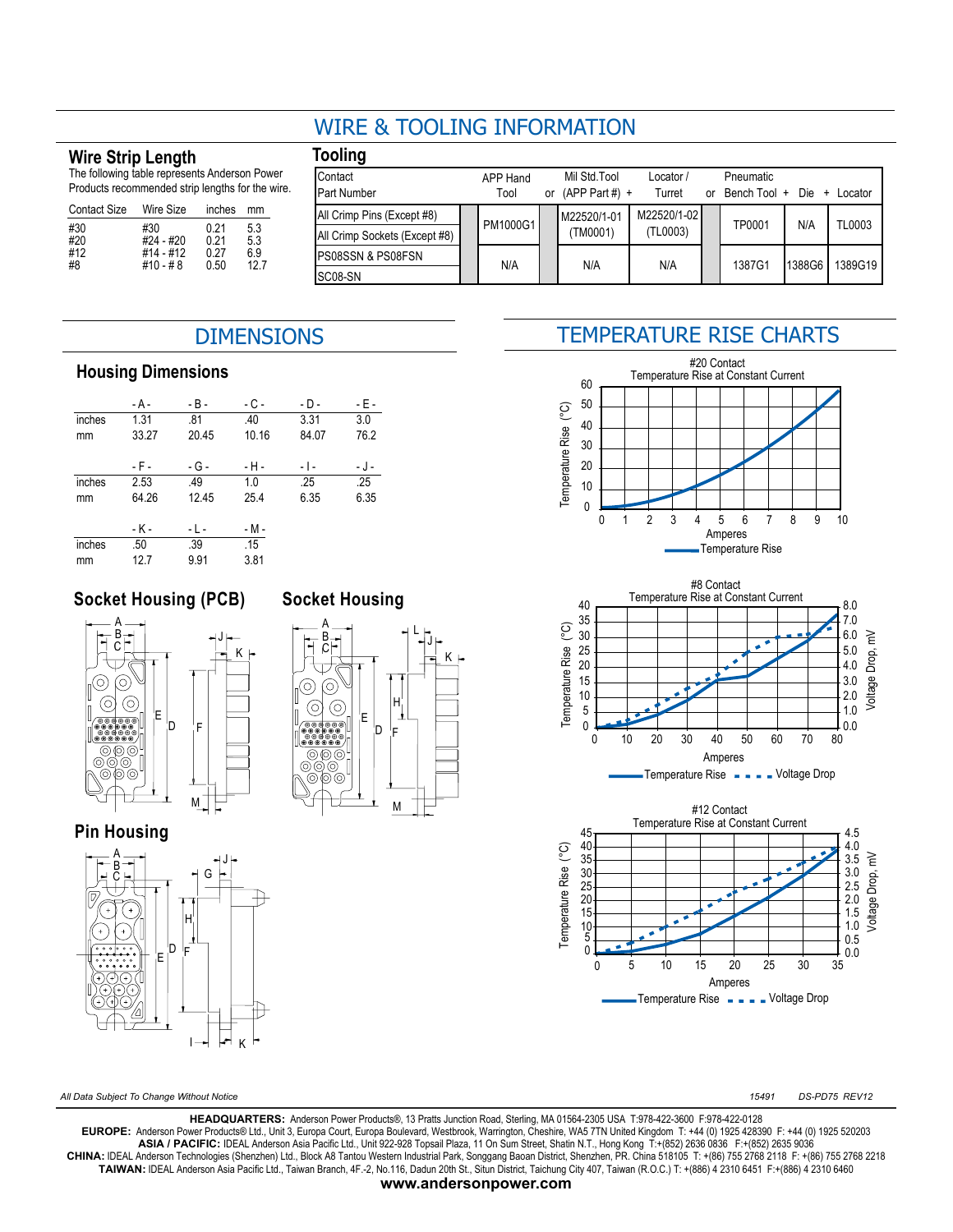# WIRE & TOOLING INFORMATION

## Wire Strip Length

The following table represents Anderson Power Products recommended strip lengths for the wire.

| Contact Size | Wire Size | inches | mm |
|---|---|---|---|
| #30 | #30 | 0.21 | 5.3 |
| #20 | #24 - #20 | 0.21 | 5.3 |
| #12 | #14 - #12 | 0.27 | 6.9 |
| #8 | #10 - # 8 | 0.50 | 12.7 |

## Tooling

| Contact Part Number | APP Hand Tool | or | Mil Std.Tool (APP Part #) + | Locator / Turret | or | Pneumatic Bench Tool + | Die + | Locator |
|---|---|---|---|---|---|---|---|---|
| All Crimp Pins (Except #8) | PM1000G1 | | M22520/1-01 (TM0001) | M22520/1-02 (TL0003) | | TP0001 | N/A | TL0003 |
| All Crimp Sockets (Except #8) | | | | | | | | |
| PS08SSN & PS08FSN | N/A | | N/A | N/A | | 1387G1 | 1388G6 | 1389G19 |
| SC08-SN | | | | | | | | |

# DIMENSIONS

## Housing Dimensions

| | - A - | - B - | - C - | - D - | - E - |
|---|---|---|---|---|---|
| inches | 1.31 | .81 | .40 | 3.31 | 3.0 |
| mm | 33.27 | 20.45 | 10.16 | 84.07 | 76.2 |

| | - F - | - G - | - H - | - I - | - J - |
|---|---|---|---|---|---|
| inches | 2.53 | .49 | 1.0 | .25 | .25 |
| mm | 64.26 | 12.45 | 25.4 | 6.35 | 6.35 |

| | - K - | - L - | - M - |
|---|---|---|---|
| inches | .50 | .39 | .15 |
| mm | 12.7 | 9.91 | 3.81 |

## Socket Housing (PCB)

A B C E D F J K M

## Socket Housing

A B C E D F H L J K M

## Pin Housing

A B C E D F G H J I K

# TEMPERATURE RISE CHARTS

#20 Contact
Temperature Rise at Constant Current

Temperature Rise (°C)

0 10 20 30 40 50 60

0 1 2 3 4 5 6 7 8 9 10

Amperes

Temperature Rise

#8 Contact
Temperature Rise at Constant Current

Temperature Rise (°C)

0 5 10 15 20 25 30 35 40

Voltage Drop, mV

0.0 1.0 2.0 3.0 4.0 5.0 6.0 7.0 8.0

0 10 20 30 40 50 60 70 80

Amperes

Temperature Rise — Voltage Drop

#12 Contact
Temperature Rise at Constant Current

Temperature Rise (°C)

0 5 10 15 20 25 30 35 40 45

Voltage Drop, mV

0.0 0.5 1.0 1.5 2.0 2.5 3.0 3.5 4.0 4.5

0 5 10 15 20 25 30 35

Amperes

Temperature Rise — Voltage Drop

*All Data Subject To Change Without Notice*

*15491 DS-PD75 REV12*

**HEADQUARTERS:** Anderson Power Products®, 13 Pratts Junction Road, Sterling, MA 01564-2305 USA T:978-422-3600 F:978-422-0128
**EUROPE:** Anderson Power Products® Ltd., Unit 3, Europa Court, Europa Boulevard, Westbrook, Warrington, Cheshire, WA5 7TN United Kingdom T: +44 (0) 1925 428390 F: +44 (0) 1925 520203
**ASIA / PACIFIC:** IDEAL Anderson Asia Pacific Ltd., Unit 922-928 Topsail Plaza, 11 On Sum Street, Shatin N.T., Hong Kong T:+(852) 2636 0836 F:+(852) 2635 9036
**CHINA:** IDEAL Anderson Technologies (Shenzhen) Ltd., Block A8 Tantou Western Industrial Park, Songgang Baoan District, Shenzhen, PR. China 518105 T: +(86) 755 2768 2118 F: +(86) 755 2768 2218
**TAIWAN:** IDEAL Anderson Asia Pacific Ltd., Taiwan Branch, 4F.-2, No.116, Dadun 20th St., Situn District, Taichung City 407, Taiwan (R.O.C.) T: +(886) 4 2310 6451 F:+(886) 4 2310 6460

**www.andersonpower.com**